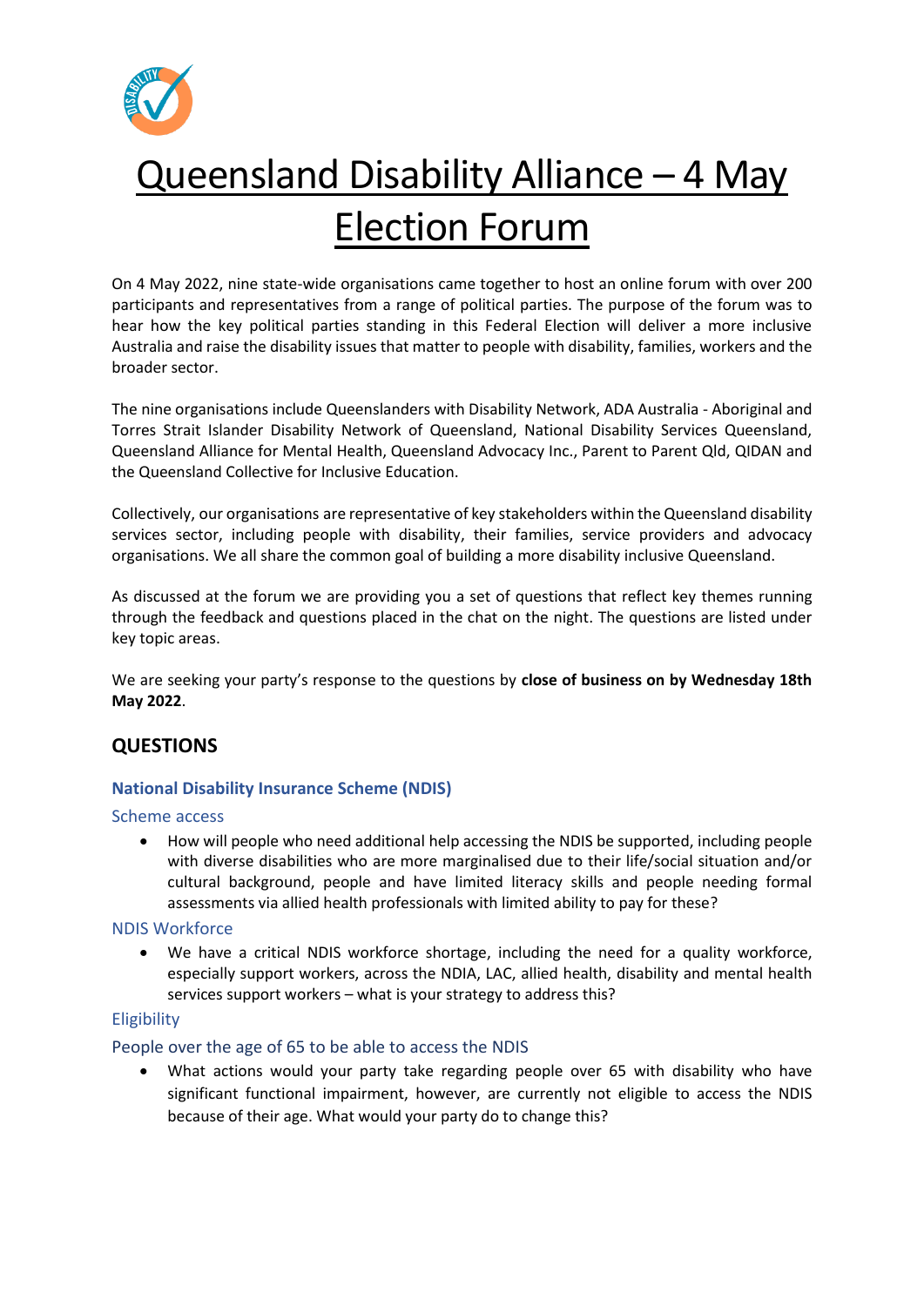# Queensland Disability Alliance – 4 May Election Forum

On 4 May 2022, nine state-wide organisations came together to host an online forum with over 200 participants and representatives from a range of political parties. The purpose of the forum was to hear how the key political parties standing in this Federal Election will deliver a more inclusive Australia and raise the disability issues that matter to people with disability, families, workers and the broader sector.

The nine organisations include Queenslanders with Disability Network, ADA Australia - Aboriginal and Torres Strait Islander Disability Network of Queensland, National Disability Services Queensland, Queensland Alliance for Mental Health, Queensland Advocacy Inc., Parent to Parent Qld, QIDAN and the Queensland Collective for Inclusive Education.

Collectively, our organisations are representative of key stakeholders within the Queensland disability services sector, including people with disability, their families, service providers and advocacy organisations. We all share the common goal of building a more disability inclusive Queensland.

As discussed at the forum we are providing you a set of questions that reflect key themes running through the feedback and questions placed in the chat on the night. The questions are listed under key topic areas.

We are seeking your party's response to the questions by **close of business on by Wednesday 18th May 2022**.

## QUESTIONS

### National Disability Insurance Scheme (NDIS)

#### Scheme access

- How will people who need additional help accessing the NDIS be supported, including people with diverse disabilities who are more marginalised due to their life/social situation and/or cultural background, people and have limited literacy skills and people needing formal assessments via allied health professionals with limited ability to pay for these?

#### NDIS Workforce

- We have a critical NDIS workforce shortage, including the need for a quality workforce, especially support workers, across the NDIA, LAC, allied health, disability and mental health services support workers – what is your strategy to address this?

#### Eligibility

#### People over the age of 65 to be able to access the NDIS

- What actions would your party take regarding people over 65 with disability who have significant functional impairment, however, are currently not eligible to access the NDIS because of their age. What would your party do to change this?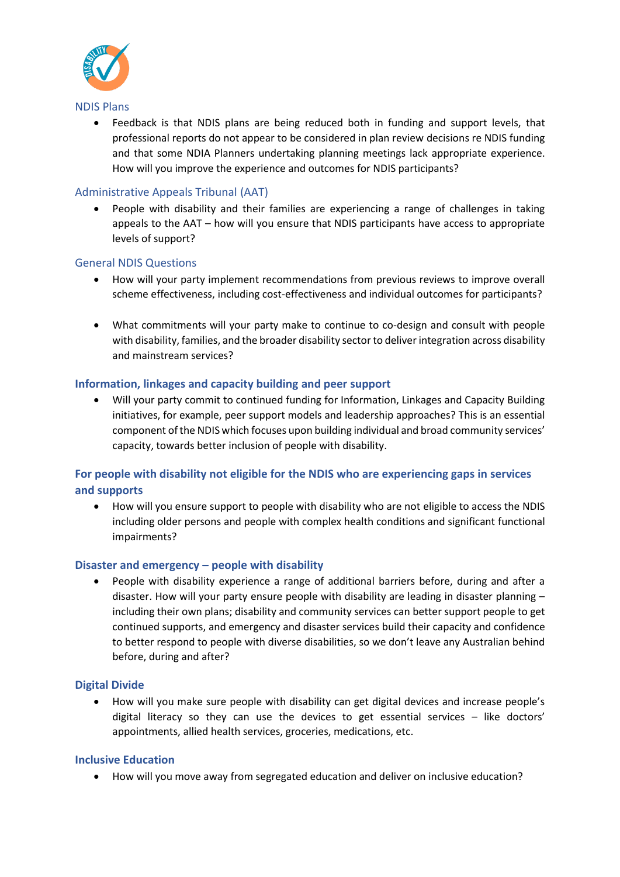## NDIS Plans

- Feedback is that NDIS plans are being reduced both in funding and support levels, that professional reports do not appear to be considered in plan review decisions re NDIS funding and that some NDIA Planners undertaking planning meetings lack appropriate experience. How will you improve the experience and outcomes for NDIS participants?

## Administrative Appeals Tribunal (AAT)

- People with disability and their families are experiencing a range of challenges in taking appeals to the AAT – how will you ensure that NDIS participants have access to appropriate levels of support?

## General NDIS Questions

- How will your party implement recommendations from previous reviews to improve overall scheme effectiveness, including cost-effectiveness and individual outcomes for participants?

- What commitments will your party make to continue to co-design and consult with people with disability, families, and the broader disability sector to deliver integration across disability and mainstream services?

## Information, linkages and capacity building and peer support

- Will your party commit to continued funding for Information, Linkages and Capacity Building initiatives, for example, peer support models and leadership approaches? This is an essential component of the NDIS which focuses upon building individual and broad community services' capacity, towards better inclusion of people with disability.

## For people with disability not eligible for the NDIS who are experiencing gaps in services and supports

- How will you ensure support to people with disability who are not eligible to access the NDIS including older persons and people with complex health conditions and significant functional impairments?

## Disaster and emergency – people with disability

- People with disability experience a range of additional barriers before, during and after a disaster. How will your party ensure people with disability are leading in disaster planning – including their own plans; disability and community services can better support people to get continued supports, and emergency and disaster services build their capacity and confidence to better respond to people with diverse disabilities, so we don't leave any Australian behind before, during and after?

## Digital Divide

- How will you make sure people with disability can get digital devices and increase people's digital literacy so they can use the devices to get essential services – like doctors' appointments, allied health services, groceries, medications, etc.

## Inclusive Education

- How will you move away from segregated education and deliver on inclusive education?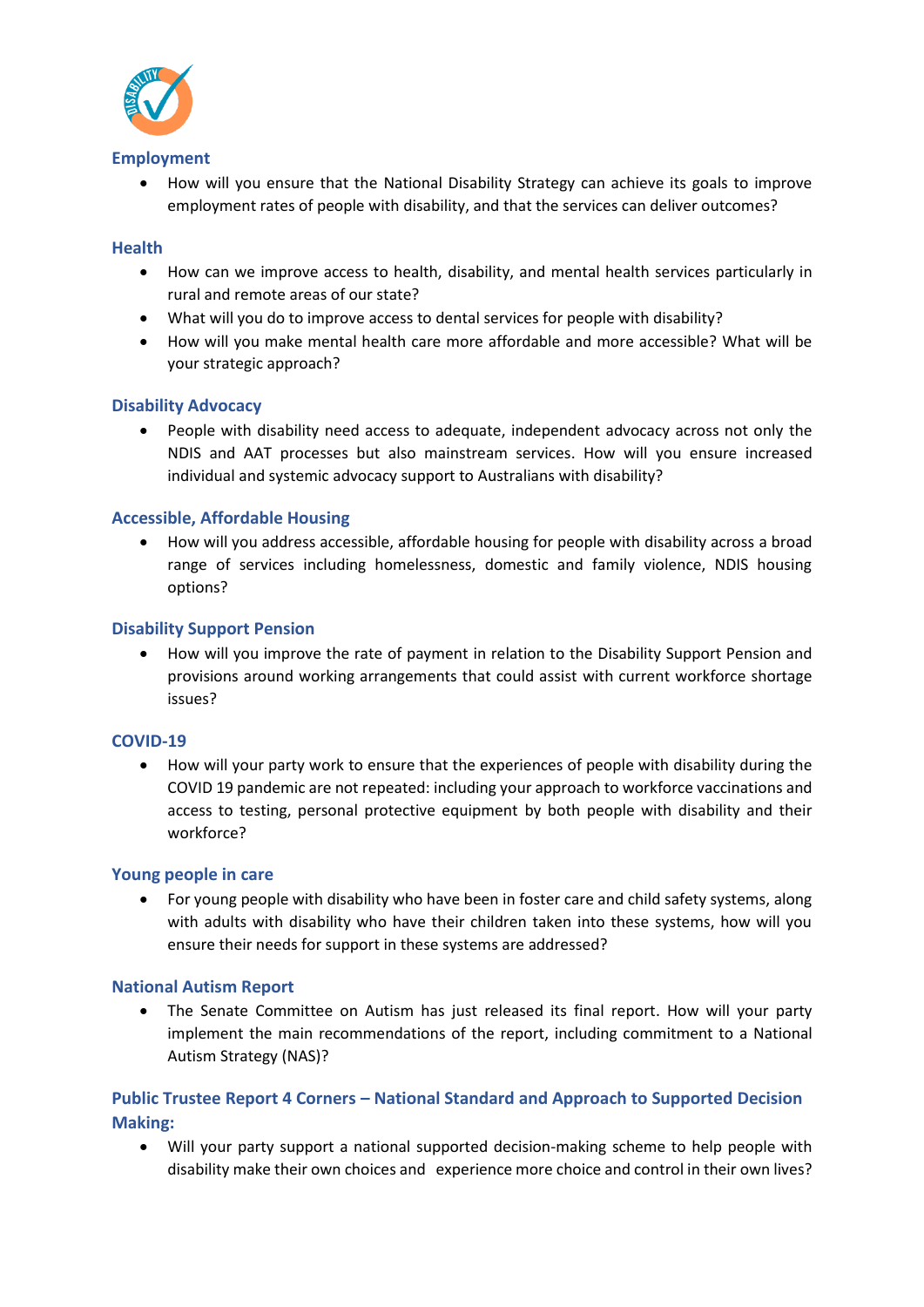## Employment

- How will you ensure that the National Disability Strategy can achieve its goals to improve employment rates of people with disability, and that the services can deliver outcomes?

## Health

- How can we improve access to health, disability, and mental health services particularly in rural and remote areas of our state?
- What will you do to improve access to dental services for people with disability?
- How will you make mental health care more affordable and more accessible? What will be your strategic approach?

## Disability Advocacy

- People with disability need access to adequate, independent advocacy across not only the NDIS and AAT processes but also mainstream services. How will you ensure increased individual and systemic advocacy support to Australians with disability?

## Accessible, Affordable Housing

- How will you address accessible, affordable housing for people with disability across a broad range of services including homelessness, domestic and family violence, NDIS housing options?

## Disability Support Pension

- How will you improve the rate of payment in relation to the Disability Support Pension and provisions around working arrangements that could assist with current workforce shortage issues?

## COVID-19

- How will your party work to ensure that the experiences of people with disability during the COVID 19 pandemic are not repeated: including your approach to workforce vaccinations and access to testing, personal protective equipment by both people with disability and their workforce?

## Young people in care

- For young people with disability who have been in foster care and child safety systems, along with adults with disability who have their children taken into these systems, how will you ensure their needs for support in these systems are addressed?

## National Autism Report

- The Senate Committee on Autism has just released its final report. How will your party implement the main recommendations of the report, including commitment to a National Autism Strategy (NAS)?

## Public Trustee Report 4 Corners – National Standard and Approach to Supported Decision Making:

- Will your party support a national supported decision-making scheme to help people with disability make their own choices and experience more choice and control in their own lives?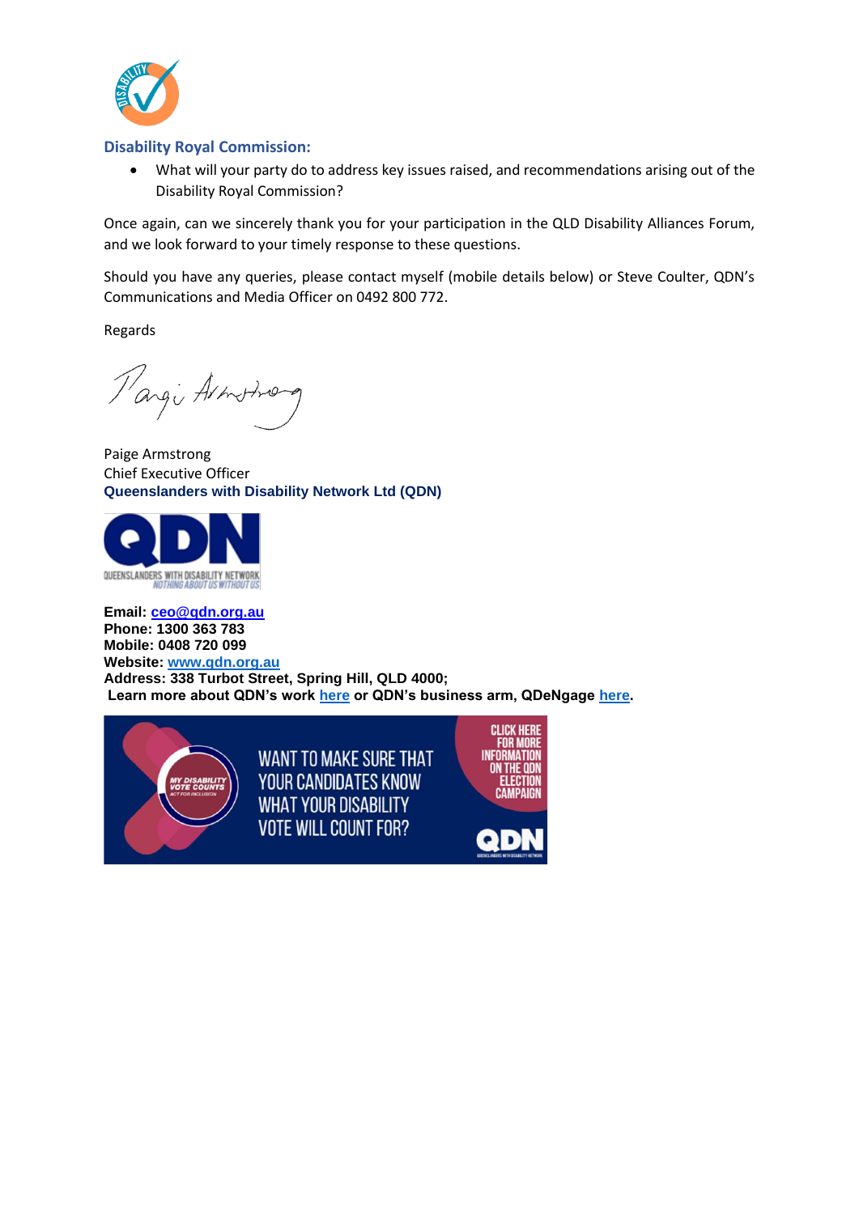### Disability Royal Commission:

- What will your party do to address key issues raised, and recommendations arising out of the Disability Royal Commission?

Once again, can we sincerely thank you for your participation in the QLD Disability Alliances Forum, and we look forward to your timely response to these questions.

Should you have any queries, please contact myself (mobile details below) or Steve Coulter, QDN's Communications and Media Officer on 0492 800 772.

Regards

Paige Armstrong
Chief Executive Officer
**Queenslanders with Disability Network Ltd (QDN)**

**Email: ceo@qdn.org.au**
**Phone: 1300 363 783**
**Mobile: 0408 720 099**
**Website: www.qdn.org.au**
**Address: 338 Turbot Street, Spring Hill, QLD 4000;**
**Learn more about QDN's work here or QDN's business arm, QDeNgage here.**